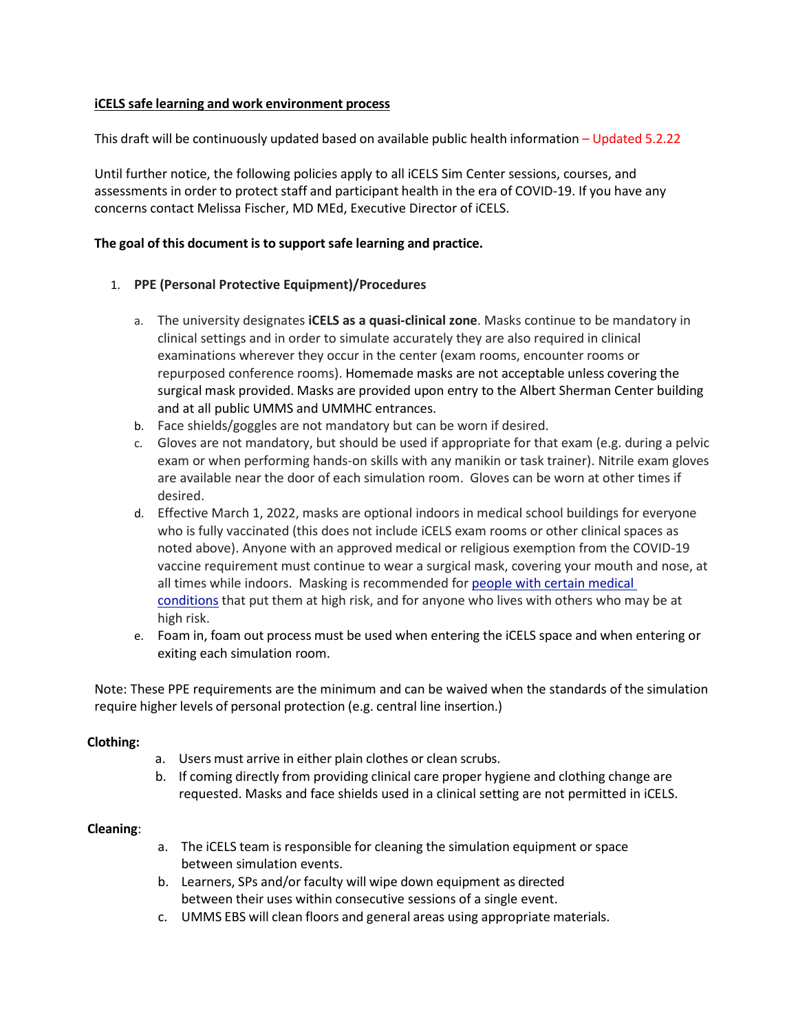**iCELS safe learning and work environment process**

This draft will be continuously updated based on available public health information – Updated 5.2.22

Until further notice, the following policies apply to all iCELS Sim Center sessions, courses, and assessments in order to protect staff and participant health in the era of COVID-19. If you have any concerns contact Melissa Fischer, MD MEd, Executive Director of iCELS.

**The goal of this document is to support safe learning and practice.**

1. **PPE (Personal Protective Equipment)/Procedures**

    a. The university designates **iCELS as a quasi-clinical zone**. Masks continue to be mandatory in clinical settings and in order to simulate accurately they are also required in clinical examinations wherever they occur in the center (exam rooms, encounter rooms or repurposed conference rooms). Homemade masks are not acceptable unless covering the surgical mask provided. Masks are provided upon entry to the Albert Sherman Center building and at all public UMMS and UMMHC entrances.

    b. Face shields/goggles are not mandatory but can be worn if desired.

    c. Gloves are not mandatory, but should be used if appropriate for that exam (e.g. during a pelvic exam or when performing hands-on skills with any manikin or task trainer). Nitrile exam gloves are available near the door of each simulation room. Gloves can be worn at other times if desired.

    d. Effective March 1, 2022, masks are optional indoors in medical school buildings for everyone who is fully vaccinated (this does not include iCELS exam rooms or other clinical spaces as noted above). Anyone with an approved medical or religious exemption from the COVID-19 vaccine requirement must continue to wear a surgical mask, covering your mouth and nose, at all times while indoors. Masking is recommended for people with certain medical conditions that put them at high risk, and for anyone who lives with others who may be at high risk.

    e. Foam in, foam out process must be used when entering the iCELS space and when entering or exiting each simulation room.

Note: These PPE requirements are the minimum and can be waived when the standards of the simulation require higher levels of personal protection (e.g. central line insertion.)

**Clothing:**

a. Users must arrive in either plain clothes or clean scrubs.

b. If coming directly from providing clinical care proper hygiene and clothing change are requested. Masks and face shields used in a clinical setting are not permitted in iCELS.

**Cleaning**:

a. The iCELS team is responsible for cleaning the simulation equipment or space between simulation events.

b. Learners, SPs and/or faculty will wipe down equipment as directed between their uses within consecutive sessions of a single event.

c. UMMS EBS will clean floors and general areas using appropriate materials.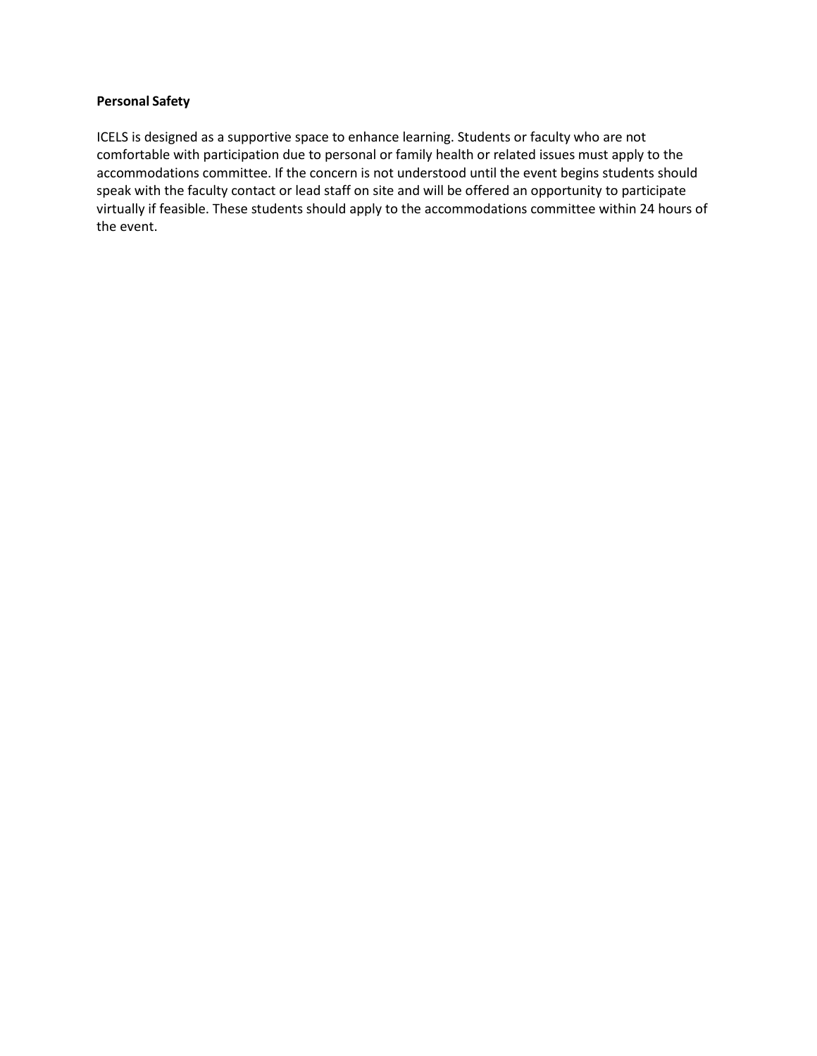**Personal Safety**

ICELS is designed as a supportive space to enhance learning. Students or faculty who are not comfortable with participation due to personal or family health or related issues must apply to the accommodations committee. If the concern is not understood until the event begins students should speak with the faculty contact or lead staff on site and will be offered an opportunity to participate virtually if feasible. These students should apply to the accommodations committee within 24 hours of the event.